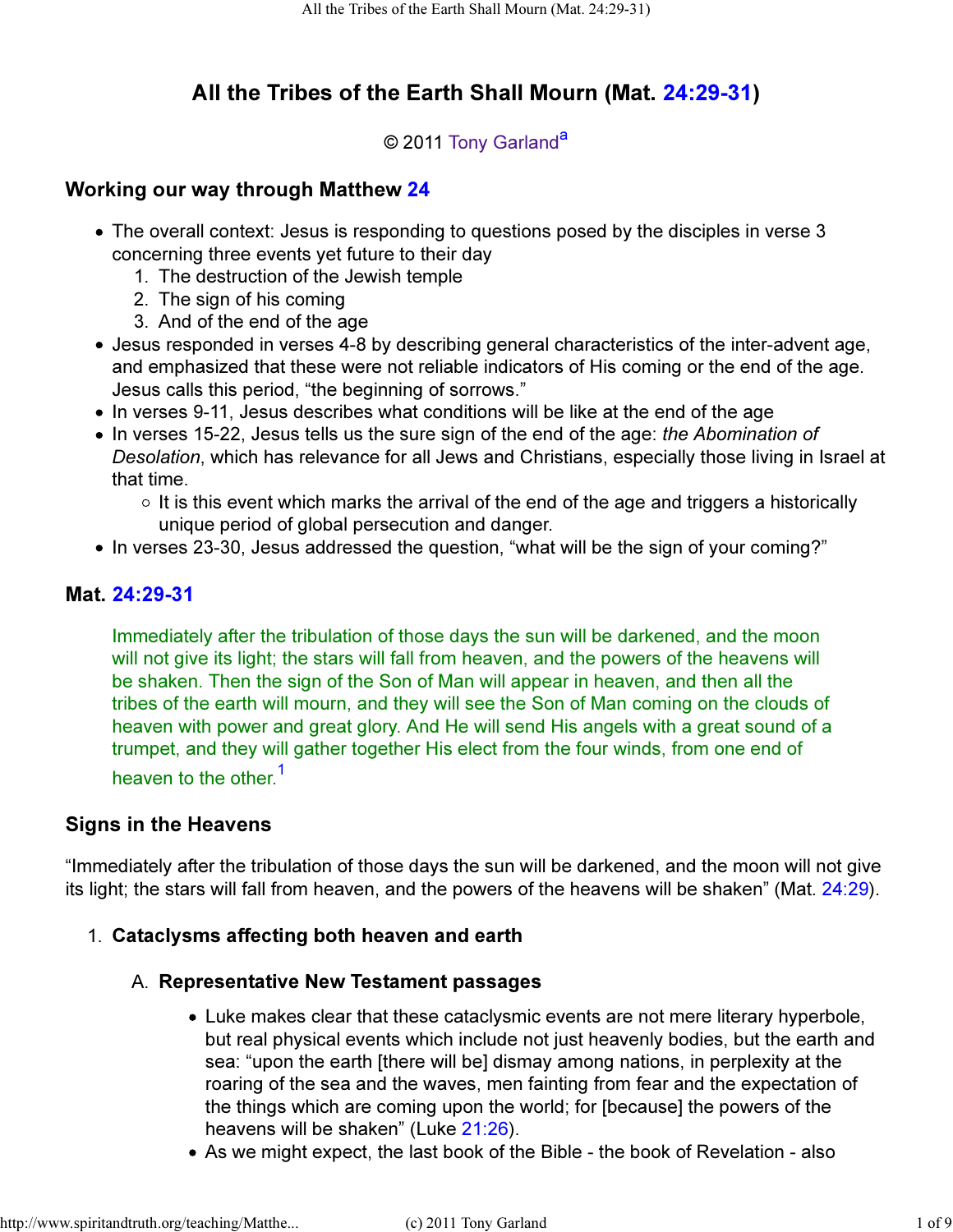# All the Tribes of the Earth Shall Mourn (Mat. 24:29-31)

© 2011 Tony Garland[a]

## Working our way through Matthew 24

- The overall context: Jesus is responding to questions posed by the disciples in verse 3 concerning three events yet future to their day
  1. The destruction of the Jewish temple
  2. The sign of his coming
  3. And of the end of the age
- Jesus responded in verses 4-8 by describing general characteristics of the inter-advent age, and emphasized that these were not reliable indicators of His coming or the end of the age. Jesus calls this period, "the beginning of sorrows."
- In verses 9-11, Jesus describes what conditions will be like at the end of the age
- In verses 15-22, Jesus tells us the sure sign of the end of the age: *the Abomination of Desolation*, which has relevance for all Jews and Christians, especially those living in Israel at that time.
  - It is this event which marks the arrival of the end of the age and triggers a historically unique period of global persecution and danger.
- In verses 23-30, Jesus addressed the question, "what will be the sign of your coming?"

## Mat. 24:29-31

> Immediately after the tribulation of those days the sun will be darkened, and the moon will not give its light; the stars will fall from heaven, and the powers of the heavens will be shaken. Then the sign of the Son of Man will appear in heaven, and then all the tribes of the earth will mourn, and they will see the Son of Man coming on the clouds of heaven with power and great glory. And He will send His angels with a great sound of a trumpet, and they will gather together His elect from the four winds, from one end of heaven to the other.[1]

## Signs in the Heavens

"Immediately after the tribulation of those days the sun will be darkened, and the moon will not give its light; the stars will fall from heaven, and the powers of the heavens will be shaken" (Mat. 24:29).

1. **Cataclysms affecting both heaven and earth**

   A. **Representative New Testament passages**

   - Luke makes clear that these cataclysmic events are not mere literary hyperbole, but real physical events which include not just heavenly bodies, but the earth and sea: "upon the earth [there will be] dismay among nations, in perplexity at the roaring of the sea and the waves, men fainting from fear and the expectation of the things which are coming upon the world; for [because] the powers of the heavens will be shaken" (Luke 21:26).
   - As we might expect, the last book of the Bible - the book of Revelation - also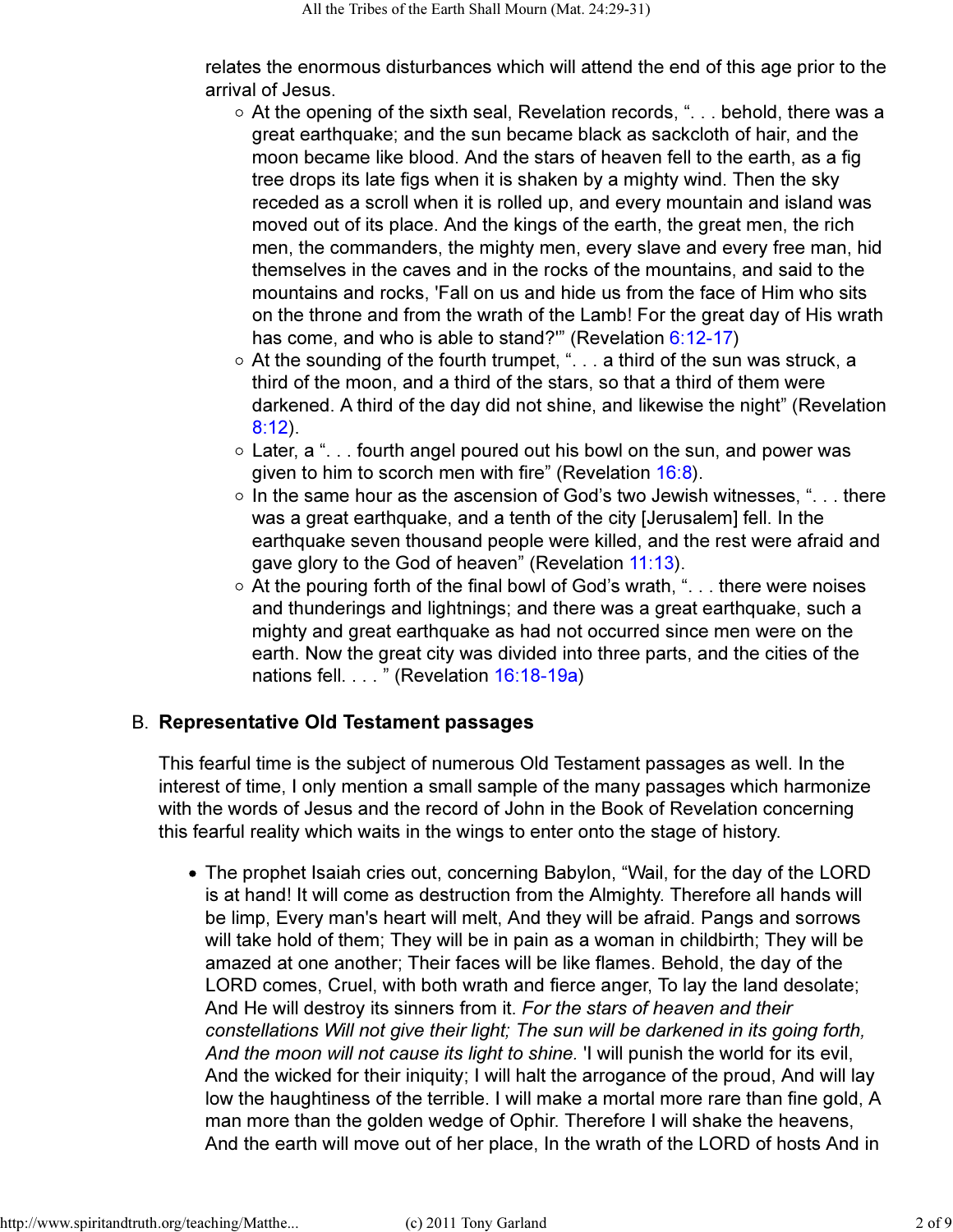relates the enormous disturbances which will attend the end of this age prior to the arrival of Jesus.

- At the opening of the sixth seal, Revelation records, ". . . behold, there was a great earthquake; and the sun became black as sackcloth of hair, and the moon became like blood. And the stars of heaven fell to the earth, as a fig tree drops its late figs when it is shaken by a mighty wind. Then the sky receded as a scroll when it is rolled up, and every mountain and island was moved out of its place. And the kings of the earth, the great men, the rich men, the commanders, the mighty men, every slave and every free man, hid themselves in the caves and in the rocks of the mountains, and said to the mountains and rocks, 'Fall on us and hide us from the face of Him who sits on the throne and from the wrath of the Lamb! For the great day of His wrath has come, and who is able to stand?'" (Revelation 6:12-17)
- At the sounding of the fourth trumpet, ". . . a third of the sun was struck, a third of the moon, and a third of the stars, so that a third of them were darkened. A third of the day did not shine, and likewise the night" (Revelation 8:12).
- Later, a ". . . fourth angel poured out his bowl on the sun, and power was given to him to scorch men with fire" (Revelation 16:8).
- In the same hour as the ascension of God's two Jewish witnesses, ". . . there was a great earthquake, and a tenth of the city [Jerusalem] fell. In the earthquake seven thousand people were killed, and the rest were afraid and gave glory to the God of heaven" (Revelation 11:13).
- At the pouring forth of the final bowl of God's wrath, ". . . there were noises and thunderings and lightnings; and there was a great earthquake, such a mighty and great earthquake as had not occurred since men were on the earth. Now the great city was divided into three parts, and the cities of the nations fell. . . . " (Revelation 16:18-19a)

## B. Representative Old Testament passages

This fearful time is the subject of numerous Old Testament passages as well. In the interest of time, I only mention a small sample of the many passages which harmonize with the words of Jesus and the record of John in the Book of Revelation concerning this fearful reality which waits in the wings to enter onto the stage of history.

- The prophet Isaiah cries out, concerning Babylon, "Wail, for the day of the LORD is at hand! It will come as destruction from the Almighty. Therefore all hands will be limp, Every man's heart will melt, And they will be afraid. Pangs and sorrows will take hold of them; They will be in pain as a woman in childbirth; They will be amazed at one another; Their faces will be like flames. Behold, the day of the LORD comes, Cruel, with both wrath and fierce anger, To lay the land desolate; And He will destroy its sinners from it. *For the stars of heaven and their constellations Will not give their light; The sun will be darkened in its going forth, And the moon will not cause its light to shine.* 'I will punish the world for its evil, And the wicked for their iniquity; I will halt the arrogance of the proud, And will lay low the haughtiness of the terrible. I will make a mortal more rare than fine gold, A man more than the golden wedge of Ophir. Therefore I will shake the heavens, And the earth will move out of her place, In the wrath of the LORD of hosts And in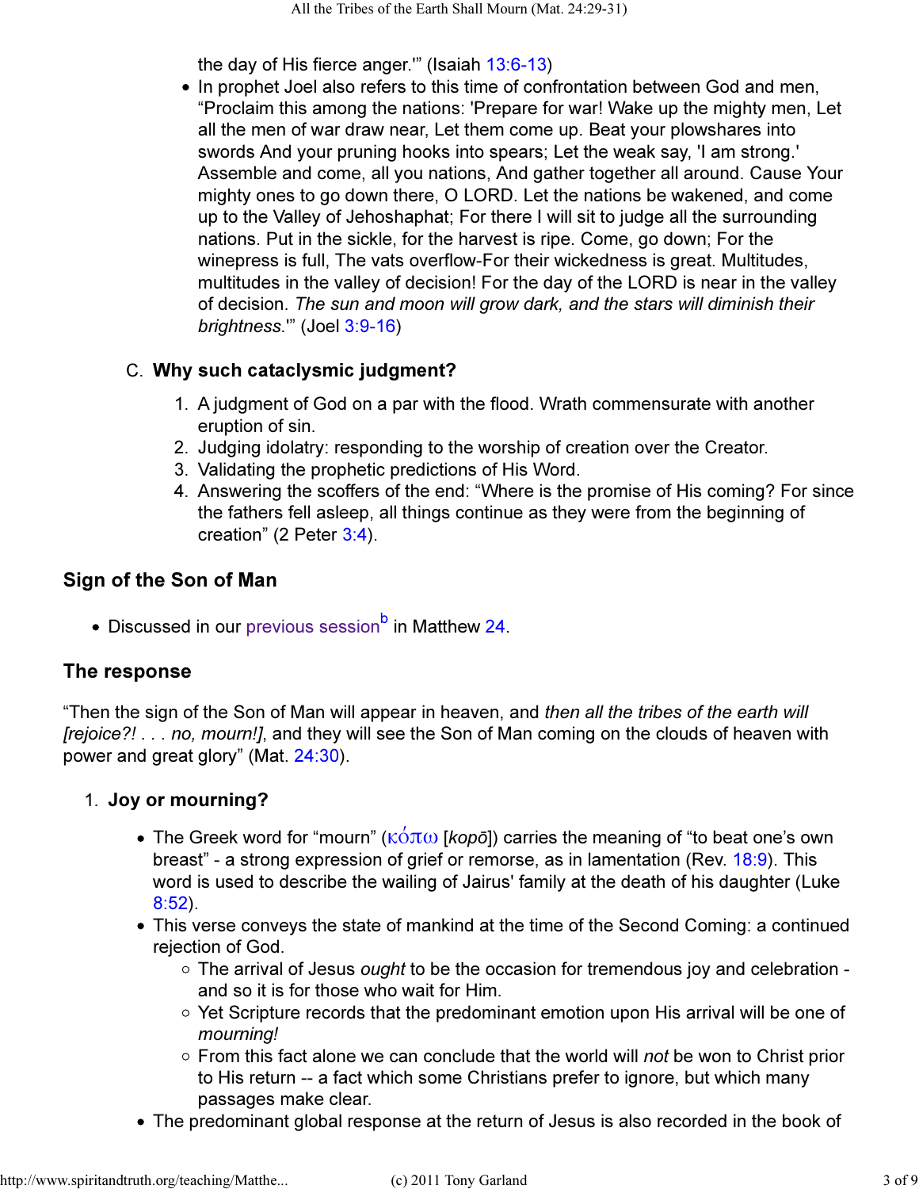the day of His fierce anger.'" (Isaiah 13:6-13)

- In prophet Joel also refers to this time of confrontation between God and men, "Proclaim this among the nations: 'Prepare for war! Wake up the mighty men, Let all the men of war draw near, Let them come up. Beat your plowshares into swords And your pruning hooks into spears; Let the weak say, 'I am strong.' Assemble and come, all you nations, And gather together all around. Cause Your mighty ones to go down there, O LORD. Let the nations be wakened, and come up to the Valley of Jehoshaphat; For there I will sit to judge all the surrounding nations. Put in the sickle, for the harvest is ripe. Come, go down; For the winepress is full, The vats overflow-For their wickedness is great. Multitudes, multitudes in the valley of decision! For the day of the LORD is near in the valley of decision. *The sun and moon will grow dark, and the stars will diminish their brightness.*'" (Joel 3:9-16)

C. **Why such cataclysmic judgment?**

1. A judgment of God on a par with the flood. Wrath commensurate with another eruption of sin.
2. Judging idolatry: responding to the worship of creation over the Creator.
3. Validating the prophetic predictions of His Word.
4. Answering the scoffers of the end: "Where is the promise of His coming? For since the fathers fell asleep, all things continue as they were from the beginning of creation" (2 Peter 3:4).

## Sign of the Son of Man

- Discussed in our previous session[b] in Matthew 24.

## The response

"Then the sign of the Son of Man will appear in heaven, and *then all the tribes of the earth will [rejoice?! . . . no, mourn!]*, and they will see the Son of Man coming on the clouds of heaven with power and great glory" (Mat. 24:30).

1. **Joy or mourning?**

- The Greek word for "mourn" (κόπω [*kopō*]) carries the meaning of "to beat one's own breast" - a strong expression of grief or remorse, as in lamentation (Rev. 18:9). This word is used to describe the wailing of Jairus' family at the death of his daughter (Luke 8:52).
- This verse conveys the state of mankind at the time of the Second Coming: a continued rejection of God.
  - The arrival of Jesus *ought* to be the occasion for tremendous joy and celebration - and so it is for those who wait for Him.
  - Yet Scripture records that the predominant emotion upon His arrival will be one of *mourning!*
  - From this fact alone we can conclude that the world will *not* be won to Christ prior to His return -- a fact which some Christians prefer to ignore, but which many passages make clear.
- The predominant global response at the return of Jesus is also recorded in the book of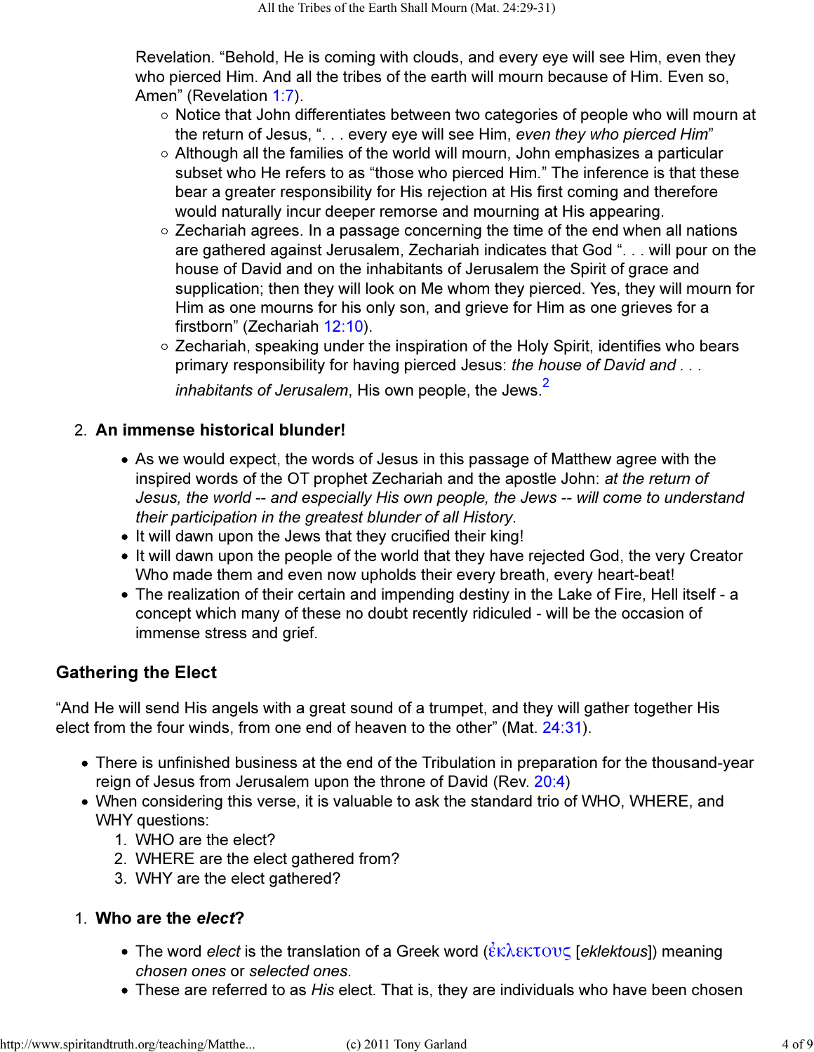Revelation. "Behold, He is coming with clouds, and every eye will see Him, even they who pierced Him. And all the tribes of the earth will mourn because of Him. Even so, Amen" (Revelation 1:7).

- Notice that John differentiates between two categories of people who will mourn at the return of Jesus, ". . . every eye will see Him, *even they who pierced Him*"
- Although all the families of the world will mourn, John emphasizes a particular subset who He refers to as "those who pierced Him." The inference is that these bear a greater responsibility for His rejection at His first coming and therefore would naturally incur deeper remorse and mourning at His appearing.
- Zechariah agrees. In a passage concerning the time of the end when all nations are gathered against Jerusalem, Zechariah indicates that God ". . . will pour on the house of David and on the inhabitants of Jerusalem the Spirit of grace and supplication; then they will look on Me whom they pierced. Yes, they will mourn for Him as one mourns for his only son, and grieve for Him as one grieves for a firstborn" (Zechariah 12:10).
- Zechariah, speaking under the inspiration of the Holy Spirit, identifies who bears primary responsibility for having pierced Jesus: *the house of David and . . . inhabitants of Jerusalem*, His own people, the Jews.[2]

2. **An immense historical blunder!**

- As we would expect, the words of Jesus in this passage of Matthew agree with the inspired words of the OT prophet Zechariah and the apostle John: *at the return of Jesus, the world -- and especially His own people, the Jews -- will come to understand their participation in the greatest blunder of all History*.
- It will dawn upon the Jews that they crucified their king!
- It will dawn upon the people of the world that they have rejected God, the very Creator Who made them and even now upholds their every breath, every heart-beat!
- The realization of their certain and impending destiny in the Lake of Fire, Hell itself - a concept which many of these no doubt recently ridiculed - will be the occasion of immense stress and grief.

## Gathering the Elect

"And He will send His angels with a great sound of a trumpet, and they will gather together His elect from the four winds, from one end of heaven to the other" (Mat. 24:31).

- There is unfinished business at the end of the Tribulation in preparation for the thousand-year reign of Jesus from Jerusalem upon the throne of David (Rev. 20:4)
- When considering this verse, it is valuable to ask the standard trio of WHO, WHERE, and WHY questions:
  1. WHO are the elect?
  2. WHERE are the elect gathered from?
  3. WHY are the elect gathered?

1. **Who are the *elect*?**

- The word *elect* is the translation of a Greek word (ἐκλεκτους [*eklektous*]) meaning *chosen ones* or *selected ones*.
- These are referred to as *His* elect. That is, they are individuals who have been chosen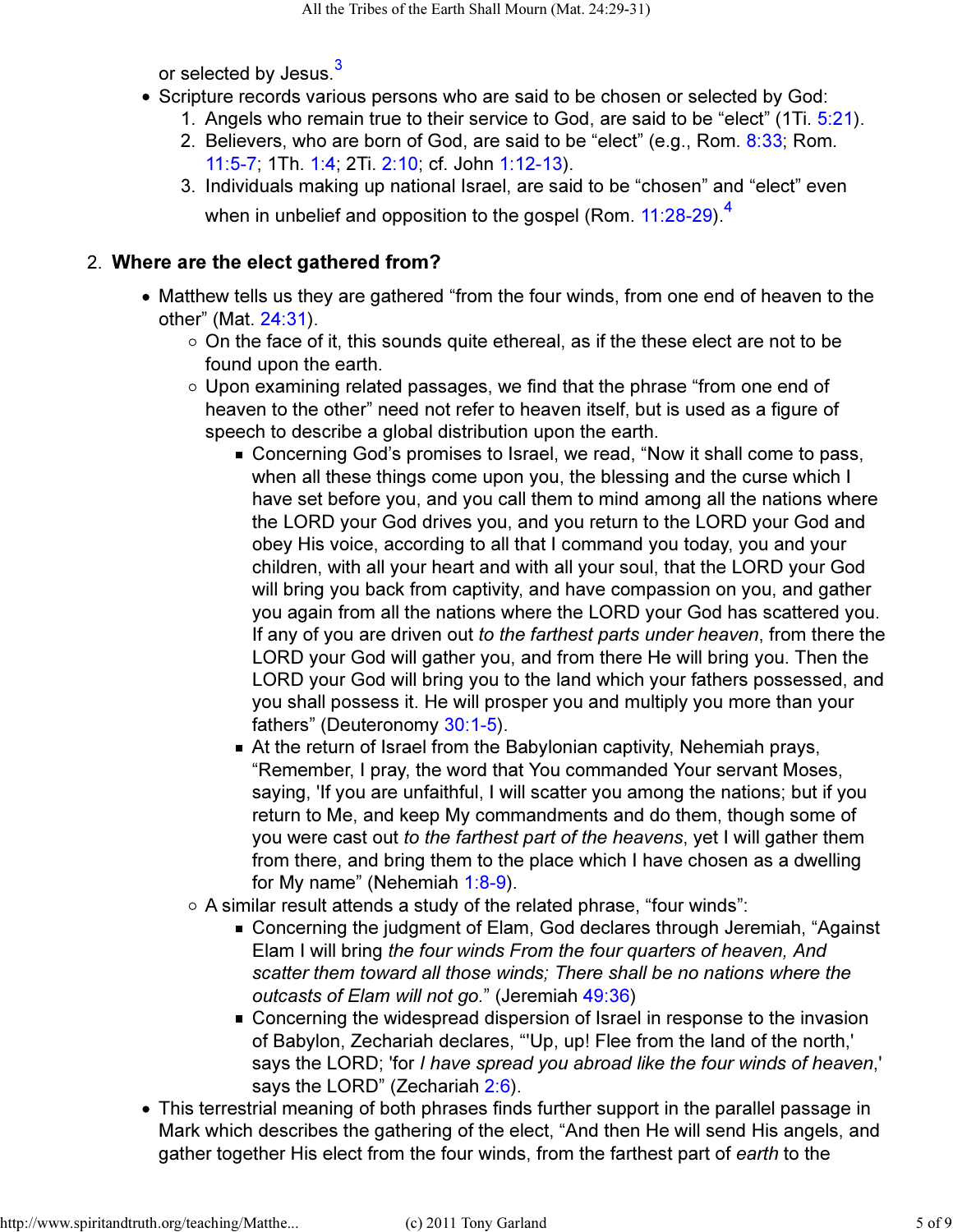or selected by Jesus.[3]

- Scripture records various persons who are said to be chosen or selected by God:
  1. Angels who remain true to their service to God, are said to be “elect” (1Ti. 5:21).
  2. Believers, who are born of God, are said to be “elect” (e.g., Rom. 8:33; Rom. 11:5-7; 1Th. 1:4; 2Ti. 2:10; cf. John 1:12-13).
  3. Individuals making up national Israel, are said to be “chosen” and “elect” even when in unbelief and opposition to the gospel (Rom. 11:28-29).[4]

2. **Where are the elect gathered from?**

- Matthew tells us they are gathered “from the four winds, from one end of heaven to the other” (Mat. 24:31).
  - On the face of it, this sounds quite ethereal, as if the these elect are not to be found upon the earth.
  - Upon examining related passages, we find that the phrase “from one end of heaven to the other” need not refer to heaven itself, but is used as a figure of speech to describe a global distribution upon the earth.
    - Concerning God’s promises to Israel, we read, “Now it shall come to pass, when all these things come upon you, the blessing and the curse which I have set before you, and you call them to mind among all the nations where the LORD your God drives you, and you return to the LORD your God and obey His voice, according to all that I command you today, you and your children, with all your heart and with all your soul, that the LORD your God will bring you back from captivity, and have compassion on you, and gather you again from all the nations where the LORD your God has scattered you. If any of you are driven out *to the farthest parts under heaven*, from there the LORD your God will gather you, and from there He will bring you. Then the LORD your God will bring you to the land which your fathers possessed, and you shall possess it. He will prosper you and multiply you more than your fathers” (Deuteronomy 30:1-5).
    - At the return of Israel from the Babylonian captivity, Nehemiah prays, “Remember, I pray, the word that You commanded Your servant Moses, saying, 'If you are unfaithful, I will scatter you among the nations; but if you return to Me, and keep My commandments and do them, though some of you were cast out *to the farthest part of the heavens*, yet I will gather them from there, and bring them to the place which I have chosen as a dwelling for My name” (Nehemiah 1:8-9).
  - A similar result attends a study of the related phrase, “four winds”:
    - Concerning the judgment of Elam, God declares through Jeremiah, “Against Elam I will bring *the four winds From the four quarters of heaven, And scatter them toward all those winds; There shall be no nations where the outcasts of Elam will not go.*” (Jeremiah 49:36)
    - Concerning the widespread dispersion of Israel in response to the invasion of Babylon, Zechariah declares, “'Up, up! Flee from the land of the north,' says the LORD; 'for *I have spread you abroad like the four winds of heaven*,' says the LORD” (Zechariah 2:6).
- This terrestrial meaning of both phrases finds further support in the parallel passage in Mark which describes the gathering of the elect, “And then He will send His angels, and gather together His elect from the four winds, from the farthest part of *earth* to the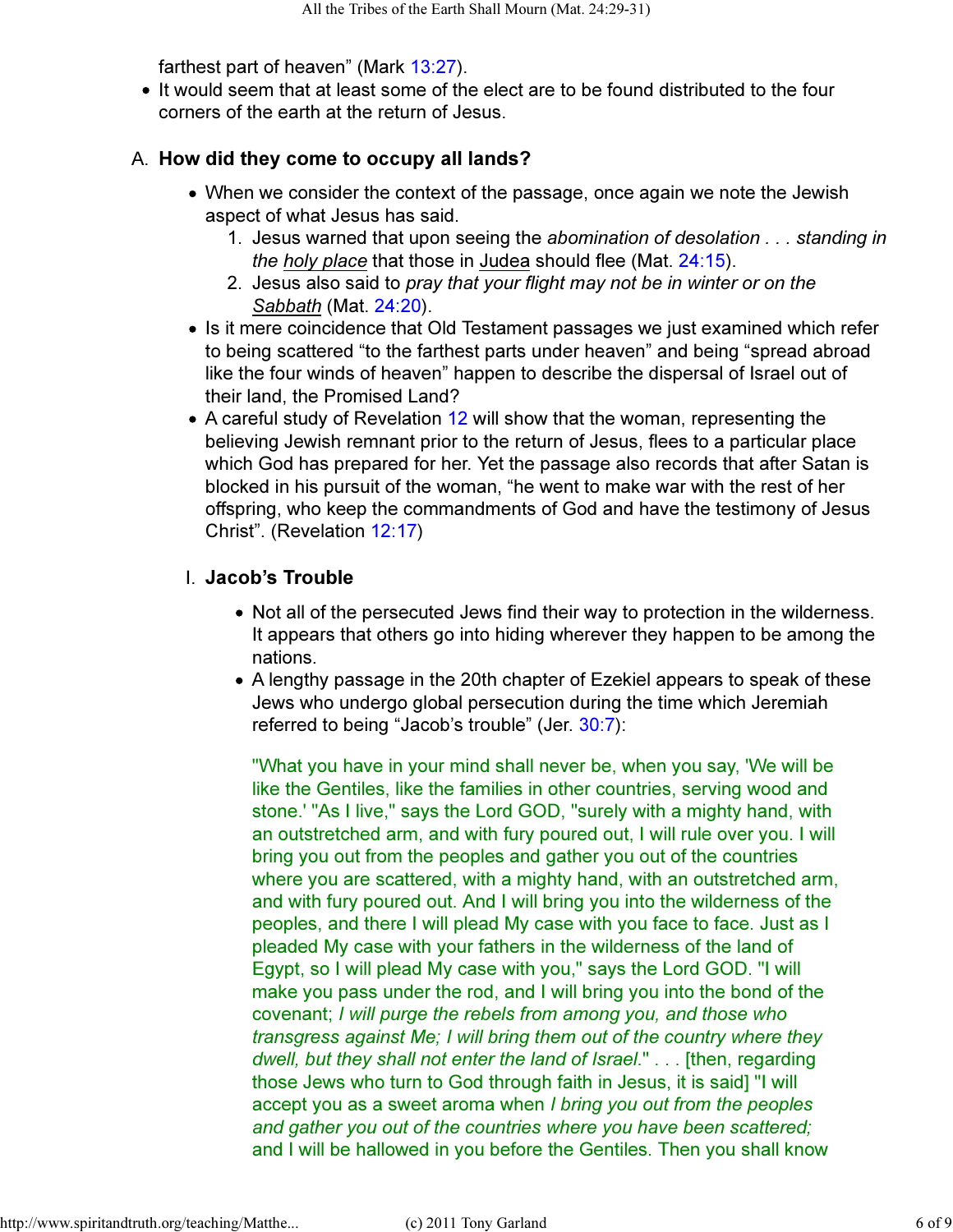farthest part of heaven" (Mark 13:27).

- It would seem that at least some of the elect are to be found distributed to the four corners of the earth at the return of Jesus.

### A. How did they come to occupy all lands?

- When we consider the context of the passage, once again we note the Jewish aspect of what Jesus has said.
  1. Jesus warned that upon seeing the *abomination of desolation . . . standing in the holy place* that those in Judea should flee (Mat. 24:15).
  2. Jesus also said to *pray that your flight may not be in winter or on the Sabbath* (Mat. 24:20).
- Is it mere coincidence that Old Testament passages we just examined which refer to being scattered "to the farthest parts under heaven" and being "spread abroad like the four winds of heaven" happen to describe the dispersal of Israel out of their land, the Promised Land?
- A careful study of Revelation 12 will show that the woman, representing the believing Jewish remnant prior to the return of Jesus, flees to a particular place which God has prepared for her. Yet the passage also records that after Satan is blocked in his pursuit of the woman, "he went to make war with the rest of her offspring, who keep the commandments of God and have the testimony of Jesus Christ". (Revelation 12:17)

#### I. Jacob's Trouble

- Not all of the persecuted Jews find their way to protection in the wilderness. It appears that others go into hiding wherever they happen to be among the nations.
- A lengthy passage in the 20th chapter of Ezekiel appears to speak of these Jews who undergo global persecution during the time which Jeremiah referred to being "Jacob's trouble" (Jer. 30:7):

  "What you have in your mind shall never be, when you say, 'We will be like the Gentiles, like the families in other countries, serving wood and stone.' "As I live," says the Lord GOD, "surely with a mighty hand, with an outstretched arm, and with fury poured out, I will rule over you. I will bring you out from the peoples and gather you out of the countries where you are scattered, with a mighty hand, with an outstretched arm, and with fury poured out. And I will bring you into the wilderness of the peoples, and there I will plead My case with you face to face. Just as I pleaded My case with your fathers in the wilderness of the land of Egypt, so I will plead My case with you," says the Lord GOD. "I will make you pass under the rod, and I will bring you into the bond of the covenant; *I will purge the rebels from among you, and those who transgress against Me; I will bring them out of the country where they dwell, but they shall not enter the land of Israel*." . . . [then, regarding those Jews who turn to God through faith in Jesus, it is said] "I will accept you as a sweet aroma when *I bring you out from the peoples and gather you out of the countries where you have been scattered;* and I will be hallowed in you before the Gentiles. Then you shall know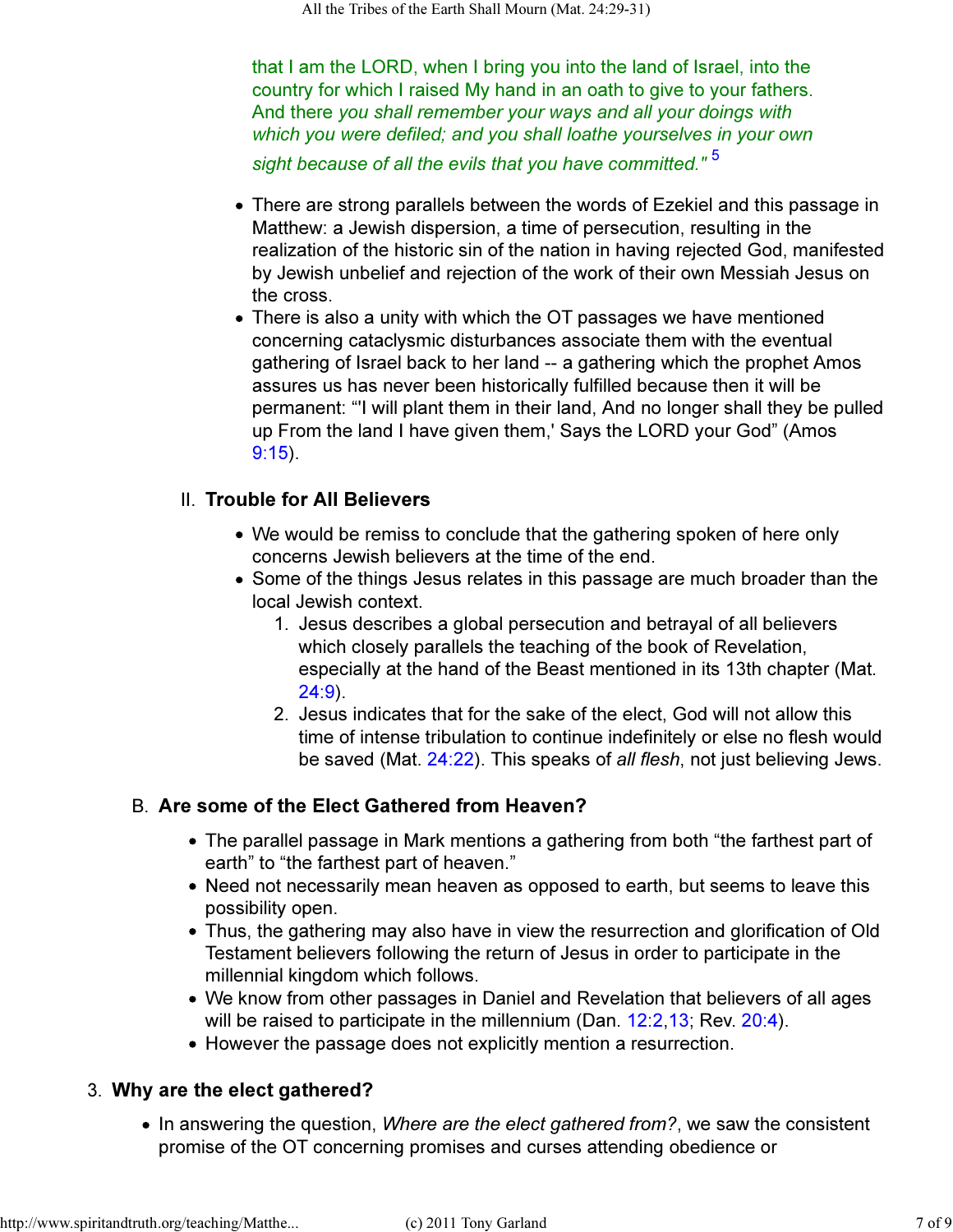that I am the LORD, when I bring you into the land of Israel, into the country for which I raised My hand in an oath to give to your fathers. And there *you shall remember your ways and all your doings with which you were defiled; and you shall loathe yourselves in your own sight because of all the evils that you have committed."* [5]

- There are strong parallels between the words of Ezekiel and this passage in Matthew: a Jewish dispersion, a time of persecution, resulting in the realization of the historic sin of the nation in having rejected God, manifested by Jewish unbelief and rejection of the work of their own Messiah Jesus on the cross.
- There is also a unity with which the OT passages we have mentioned concerning cataclysmic disturbances associate them with the eventual gathering of Israel back to her land -- a gathering which the prophet Amos assures us has never been historically fulfilled because then it will be permanent: "'I will plant them in their land, And no longer shall they be pulled up From the land I have given them,' Says the LORD your God" (Amos 9:15).

II. **Trouble for All Believers**

- We would be remiss to conclude that the gathering spoken of here only concerns Jewish believers at the time of the end.
- Some of the things Jesus relates in this passage are much broader than the local Jewish context.
  1. Jesus describes a global persecution and betrayal of all believers which closely parallels the teaching of the book of Revelation, especially at the hand of the Beast mentioned in its 13th chapter (Mat. 24:9).
  2. Jesus indicates that for the sake of the elect, God will not allow this time of intense tribulation to continue indefinitely or else no flesh would be saved (Mat. 24:22). This speaks of *all flesh*, not just believing Jews.

B. **Are some of the Elect Gathered from Heaven?**

- The parallel passage in Mark mentions a gathering from both "the farthest part of earth" to "the farthest part of heaven."
- Need not necessarily mean heaven as opposed to earth, but seems to leave this possibility open.
- Thus, the gathering may also have in view the resurrection and glorification of Old Testament believers following the return of Jesus in order to participate in the millennial kingdom which follows.
- We know from other passages in Daniel and Revelation that believers of all ages will be raised to participate in the millennium (Dan. 12:2,13; Rev. 20:4).
- However the passage does not explicitly mention a resurrection.

3. **Why are the elect gathered?**

- In answering the question, *Where are the elect gathered from?*, we saw the consistent promise of the OT concerning promises and curses attending obedience or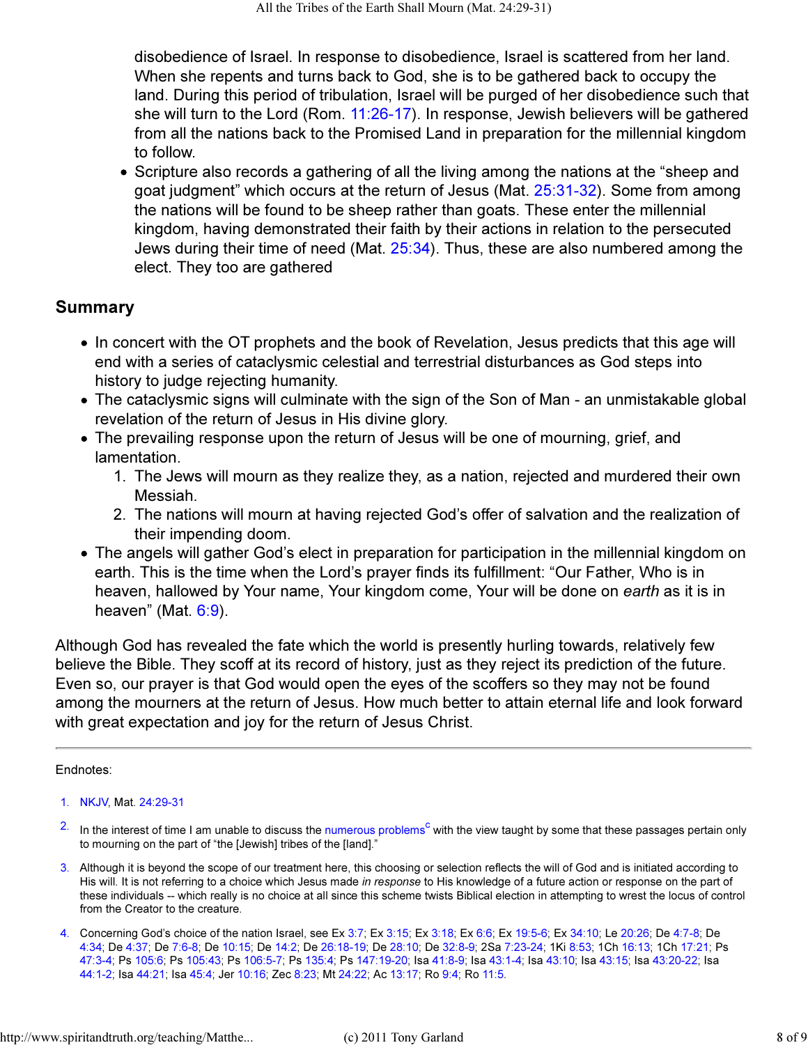disobedience of Israel. In response to disobedience, Israel is scattered from her land. When she repents and turns back to God, she is to be gathered back to occupy the land. During this period of tribulation, Israel will be purged of her disobedience such that she will turn to the Lord (Rom. 11:26-17). In response, Jewish believers will be gathered from all the nations back to the Promised Land in preparation for the millennial kingdom to follow.

- Scripture also records a gathering of all the living among the nations at the "sheep and goat judgment" which occurs at the return of Jesus (Mat. 25:31-32). Some from among the nations will be found to be sheep rather than goats. These enter the millennial kingdom, having demonstrated their faith by their actions in relation to the persecuted Jews during their time of need (Mat. 25:34). Thus, these are also numbered among the elect. They too are gathered

## Summary

- In concert with the OT prophets and the book of Revelation, Jesus predicts that this age will end with a series of cataclysmic celestial and terrestrial disturbances as God steps into history to judge rejecting humanity.
- The cataclysmic signs will culminate with the sign of the Son of Man - an unmistakable global revelation of the return of Jesus in His divine glory.
- The prevailing response upon the return of Jesus will be one of mourning, grief, and lamentation.
  1. The Jews will mourn as they realize they, as a nation, rejected and murdered their own Messiah.
  2. The nations will mourn at having rejected God's offer of salvation and the realization of their impending doom.
- The angels will gather God's elect in preparation for participation in the millennial kingdom on earth. This is the time when the Lord's prayer finds its fulfillment: "Our Father, Who is in heaven, hallowed by Your name, Your kingdom come, Your will be done on *earth* as it is in heaven" (Mat. 6:9).

Although God has revealed the fate which the world is presently hurling towards, relatively few believe the Bible. They scoff at its record of history, just as they reject its prediction of the future. Even so, our prayer is that God would open the eyes of the scoffers so they may not be found among the mourners at the return of Jesus. How much better to attain eternal life and look forward with great expectation and joy for the return of Jesus Christ.

---

Endnotes:

1. NKJV, Mat. 24:29-31
2. In the interest of time I am unable to discuss the numerous problems[c] with the view taught by some that these passages pertain only to mourning on the part of "the [Jewish] tribes of the [land]."
3. Although it is beyond the scope of our treatment here, this choosing or selection reflects the will of God and is initiated according to His will. It is not referring to a choice which Jesus made *in response* to His knowledge of a future action or response on the part of these individuals -- which really is no choice at all since this scheme twists Biblical election in attempting to wrest the locus of control from the Creator to the creature.
4. Concerning God's choice of the nation Israel, see Ex 3:7; Ex 3:15; Ex 3:18; Ex 6:6; Ex 19:5-6; Ex 34:10; Le 20:26; De 4:7-8; De 4:34; De 4:37; De 7:6-8; De 10:15; De 14:2; De 26:18-19; De 28:10; De 32:8-9; 2Sa 7:23-24; 1Ki 8:53; 1Ch 16:13; 1Ch 17:21; Ps 47:3-4; Ps 105:6; Ps 105:43; Ps 106:5-7; Ps 135:4; Ps 147:19-20; Isa 41:8-9; Isa 43:1-4; Isa 43:10; Isa 43:15; Isa 43:20-22; Isa 44:1-2; Isa 44:21; Isa 45:4; Jer 10:16; Zec 8:23; Mt 24:22; Ac 13:17; Ro 9:4; Ro 11:5.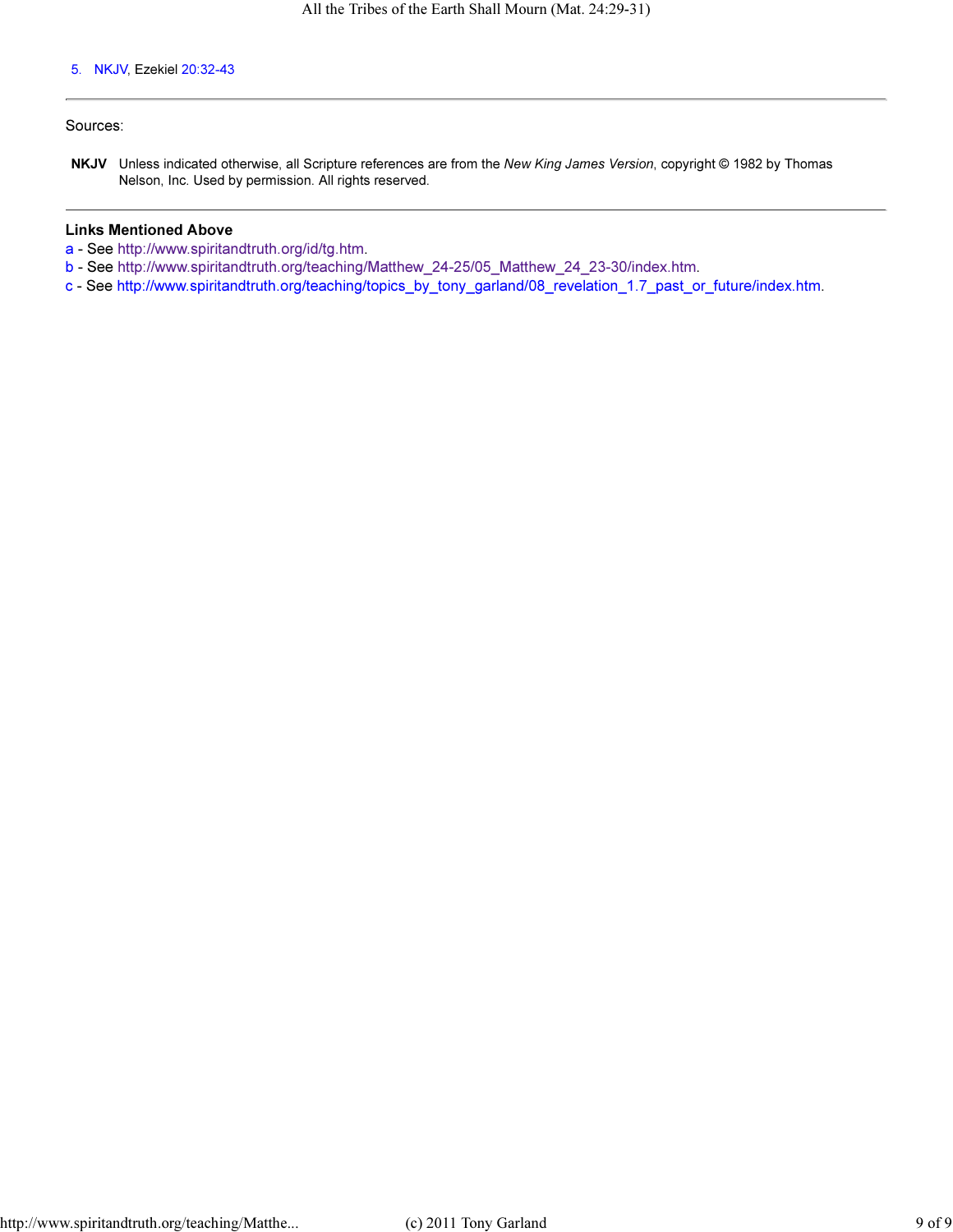5. NKJV, Ezekiel 20:32-43

---

Sources:

**NKJV** Unless indicated otherwise, all Scripture references are from the *New King James Version*, copyright © 1982 by Thomas Nelson, Inc. Used by permission. All rights reserved.

---

**Links Mentioned Above**

a - See http://www.spiritandtruth.org/id/tg.htm.
b - See http://www.spiritandtruth.org/teaching/Matthew_24-25/05_Matthew_24_23-30/index.htm.
c - See http://www.spiritandtruth.org/teaching/topics_by_tony_garland/08_revelation_1.7_past_or_future/index.htm.